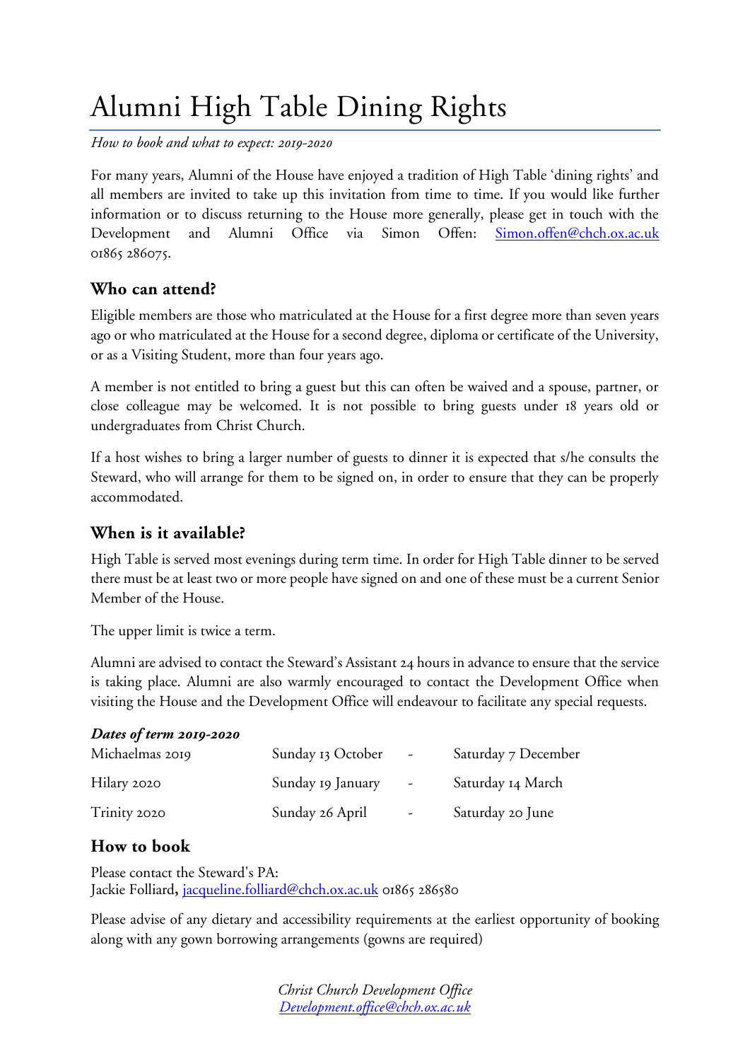# Alumni High Table Dining Rights

*How to book and what to expect: 2019-2020*

For many years, Alumni of the House have enjoyed a tradition of High Table 'dining rights' and all members are invited to take up this invitation from time to time. If you would like further information or to discuss returning to the House more generally, please get in touch with the Development and Alumni Office via Simon Offen: Simon.offen@chch.ox.ac.uk 01865 286075.

## Who can attend?

Eligible members are those who matriculated at the House for a first degree more than seven years ago or who matriculated at the House for a second degree, diploma or certificate of the University, or as a Visiting Student, more than four years ago.

A member is not entitled to bring a guest but this can often be waived and a spouse, partner, or close colleague may be welcomed. It is not possible to bring guests under 18 years old or undergraduates from Christ Church.

If a host wishes to bring a larger number of guests to dinner it is expected that s/he consults the Steward, who will arrange for them to be signed on, in order to ensure that they can be properly accommodated.

## When is it available?

High Table is served most evenings during term time. In order for High Table dinner to be served there must be at least two or more people have signed on and one of these must be a current Senior Member of the House.

The upper limit is twice a term.

Alumni are advised to contact the Steward's Assistant 24 hours in advance to ensure that the service is taking place. Alumni are also warmly encouraged to contact the Development Office when visiting the House and the Development Office will endeavour to facilitate any special requests.

***Dates of term 2019-2020***

| | | | |
|---|---|---|---|
| Michaelmas 2019 | Sunday 13 October | - | Saturday 7 December |
| Hilary 2020 | Sunday 19 January | - | Saturday 14 March |
| Trinity 2020 | Sunday 26 April | - | Saturday 20 June |

## How to book

Please contact the Steward's PA:
Jackie Folliard**,** jacqueline.folliard@chch.ox.ac.uk 01865 286580

Please advise of any dietary and accessibility requirements at the earliest opportunity of booking along with any gown borrowing arrangements (gowns are required)

*Christ Church Development Office*
*Development.office@chch.ox.ac.uk*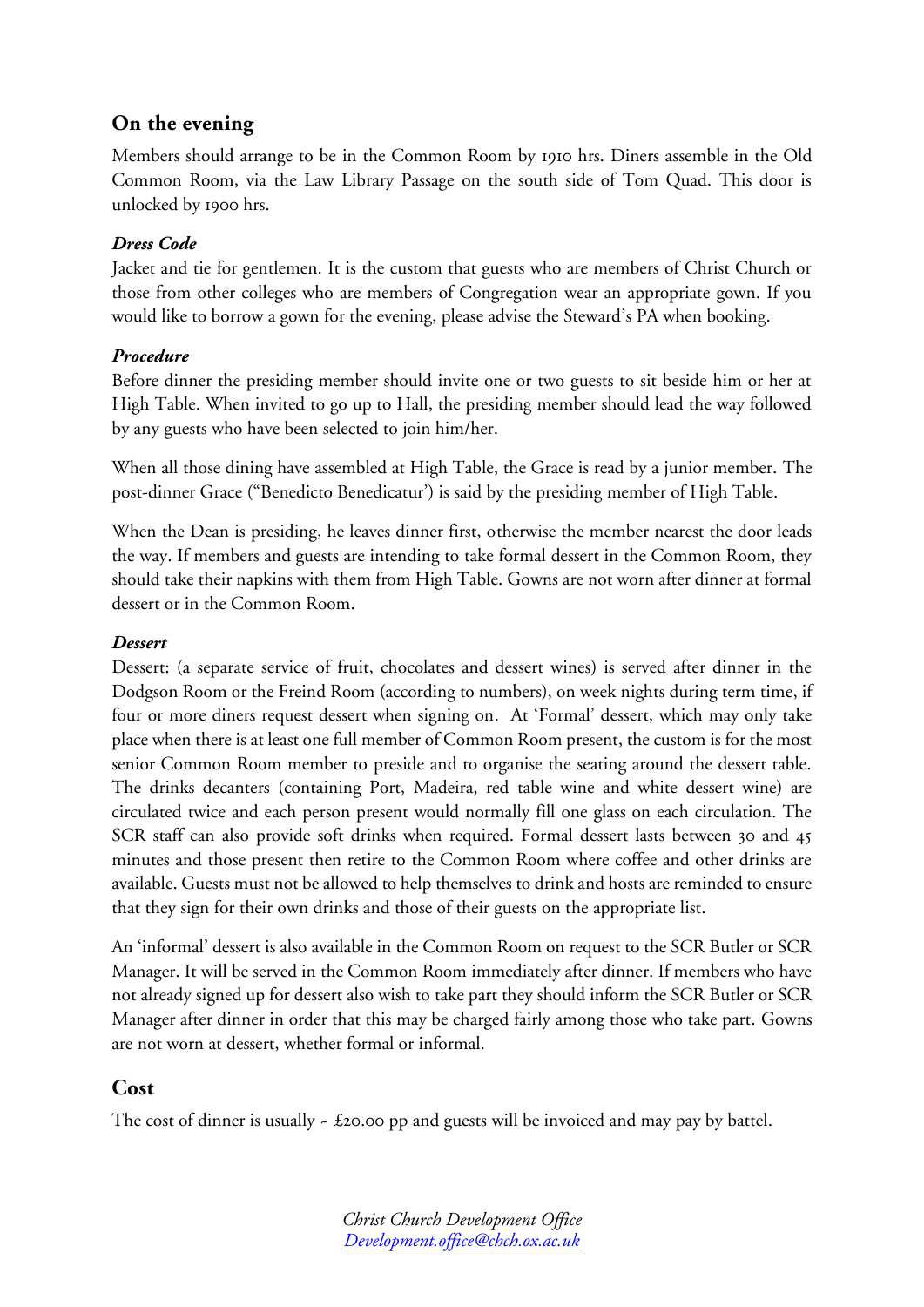## On the evening

Members should arrange to be in the Common Room by 1910 hrs. Diners assemble in the Old Common Room, via the Law Library Passage on the south side of Tom Quad. This door is unlocked by 1900 hrs.

### *Dress Code*

Jacket and tie for gentlemen. It is the custom that guests who are members of Christ Church or those from other colleges who are members of Congregation wear an appropriate gown. If you would like to borrow a gown for the evening, please advise the Steward's PA when booking.

### *Procedure*

Before dinner the presiding member should invite one or two guests to sit beside him or her at High Table. When invited to go up to Hall, the presiding member should lead the way followed by any guests who have been selected to join him/her.

When all those dining have assembled at High Table, the Grace is read by a junior member. The post-dinner Grace ("Benedicto Benedicatur') is said by the presiding member of High Table.

When the Dean is presiding, he leaves dinner first, otherwise the member nearest the door leads the way. If members and guests are intending to take formal dessert in the Common Room, they should take their napkins with them from High Table. Gowns are not worn after dinner at formal dessert or in the Common Room.

### *Dessert*

Dessert: (a separate service of fruit, chocolates and dessert wines) is served after dinner in the Dodgson Room or the Freind Room (according to numbers), on week nights during term time, if four or more diners request dessert when signing on. At 'Formal' dessert, which may only take place when there is at least one full member of Common Room present, the custom is for the most senior Common Room member to preside and to organise the seating around the dessert table. The drinks decanters (containing Port, Madeira, red table wine and white dessert wine) are circulated twice and each person present would normally fill one glass on each circulation. The SCR staff can also provide soft drinks when required. Formal dessert lasts between 30 and 45 minutes and those present then retire to the Common Room where coffee and other drinks are available. Guests must not be allowed to help themselves to drink and hosts are reminded to ensure that they sign for their own drinks and those of their guests on the appropriate list.

An 'informal' dessert is also available in the Common Room on request to the SCR Butler or SCR Manager. It will be served in the Common Room immediately after dinner. If members who have not already signed up for dessert also wish to take part they should inform the SCR Butler or SCR Manager after dinner in order that this may be charged fairly among those who take part. Gowns are not worn at dessert, whether formal or informal.

## Cost

The cost of dinner is usually ~ £20.00 pp and guests will be invoiced and may pay by battel.

*Christ Church Development Office*
*Development.office@chch.ox.ac.uk*